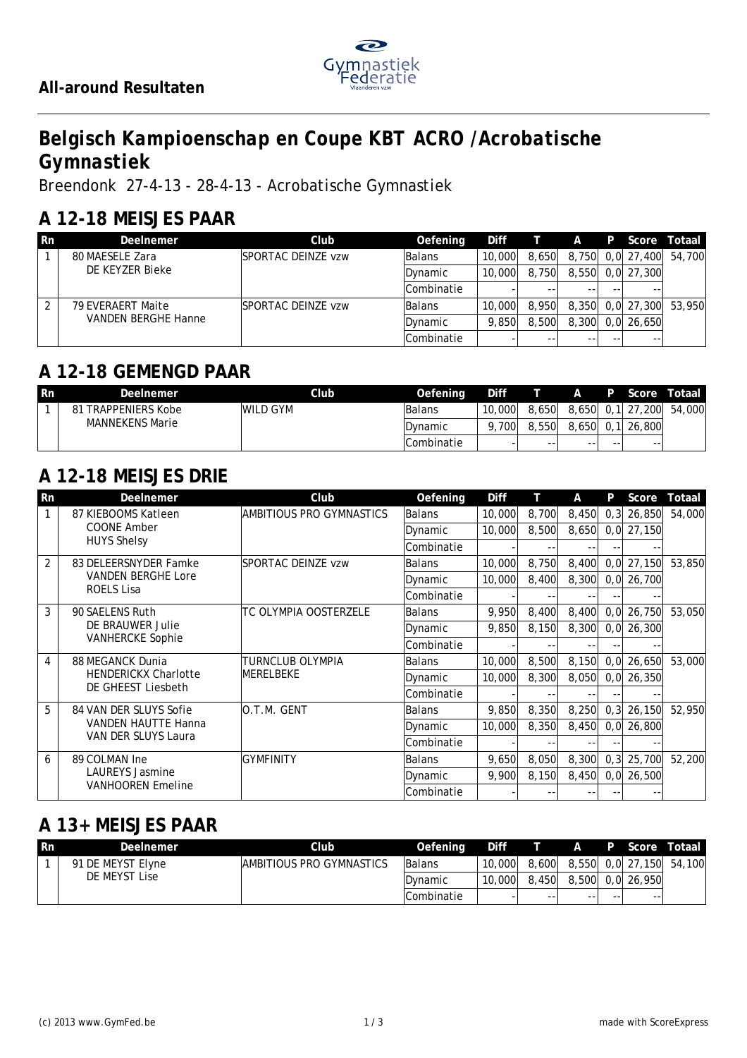## All-around Resultaten

# Belgisch Kampioenschap en Coupe KBT ACRO /Acrobatische Gymnastiek

Breendonk 27-4-13 - 28-4-13 - Acrobatische Gymnastiek

## A 12-18 MEISJES PAAR

| Rn | Deelnemer | Club | Oefening | Diff | T | A | P | Score | Totaal |
|---|---|---|---|---|---|---|---|---|---|
| 1 | 80 MAESELE Zara<br>DE KEYZER Bieke | SPORTAC DEINZE vzw | Balans | 10,000 | 8,650 | 8,750 | 0,0 | 27,400 | 54,700 |
| | | | Dynamic | 10,000 | 8,750 | 8,550 | 0,0 | 27,300 | |
| | | | Combinatie | - | -- | -- | -- | -- | |
| 2 | 79 EVERAERT Maite<br>VANDEN BERGHE Hanne | SPORTAC DEINZE vzw | Balans | 10,000 | 8,950 | 8,350 | 0,0 | 27,300 | 53,950 |
| | | | Dynamic | 9,850 | 8,500 | 8,300 | 0,0 | 26,650 | |
| | | | Combinatie | - | -- | -- | -- | -- | |

## A 12-18 GEMENGD PAAR

| Rn | Deelnemer | Club | Oefening | Diff | T | A | P | Score | Totaal |
|---|---|---|---|---|---|---|---|---|---|
| 1 | 81 TRAPPENIERS Kobe<br>MANNEKENS Marie | WILD GYM | Balans | 10,000 | 8,650 | 8,650 | 0,1 | 27,200 | 54,000 |
| | | | Dynamic | 9,700 | 8,550 | 8,650 | 0,1 | 26,800 | |
| | | | Combinatie | - | -- | -- | -- | -- | |

## A 12-18 MEISJES DRIE

| Rn | Deelnemer | Club | Oefening | Diff | T | A | P | Score | Totaal |
|---|---|---|---|---|---|---|---|---|---|
| 1 | 87 KIEBOOMS Katleen<br>COONE Amber<br>HUYS Shelsy | AMBITIOUS PRO GYMNASTICS | Balans | 10,000 | 8,700 | 8,450 | 0,3 | 26,850 | 54,000 |
| | | | Dynamic | 10,000 | 8,500 | 8,650 | 0,0 | 27,150 | |
| | | | Combinatie | - | -- | -- | -- | -- | |
| 2 | 83 DELEERSNYDER Famke<br>VANDEN BERGHE Lore<br>ROELS Lisa | SPORTAC DEINZE vzw | Balans | 10,000 | 8,750 | 8,400 | 0,0 | 27,150 | 53,850 |
| | | | Dynamic | 10,000 | 8,400 | 8,300 | 0,0 | 26,700 | |
| | | | Combinatie | - | -- | -- | -- | -- | |
| 3 | 90 SAELENS Ruth<br>DE BRAUWER Julie<br>VANHERCKE Sophie | TC OLYMPIA OOSTERZELE | Balans | 9,950 | 8,400 | 8,400 | 0,0 | 26,750 | 53,050 |
| | | | Dynamic | 9,850 | 8,150 | 8,300 | 0,0 | 26,300 | |
| | | | Combinatie | - | -- | -- | -- | -- | |
| 4 | 88 MEGANCK Dunia<br>HENDERICKX Charlotte<br>DE GHEEST Liesbeth | TURNCLUB OLYMPIA MERELBEKE | Balans | 10,000 | 8,500 | 8,150 | 0,0 | 26,650 | 53,000 |
| | | | Dynamic | 10,000 | 8,300 | 8,050 | 0,0 | 26,350 | |
| | | | Combinatie | - | -- | -- | -- | -- | |
| 5 | 84 VAN DER SLUYS Sofie<br>VANDEN HAUTTE Hanna<br>VAN DER SLUYS Laura | O.T.M. GENT | Balans | 9,850 | 8,350 | 8,250 | 0,3 | 26,150 | 52,950 |
| | | | Dynamic | 10,000 | 8,350 | 8,450 | 0,0 | 26,800 | |
| | | | Combinatie | - | -- | -- | -- | -- | |
| 6 | 89 COLMAN Ine<br>LAUREYS Jasmine<br>VANHOOREN Emeline | GYMFINITY | Balans | 9,650 | 8,050 | 8,300 | 0,3 | 25,700 | 52,200 |
| | | | Dynamic | 9,900 | 8,150 | 8,450 | 0,0 | 26,500 | |
| | | | Combinatie | - | -- | -- | -- | -- | |

## A 13+ MEISJES PAAR

| Rn | Deelnemer | Club | Oefening | Diff | T | A | P | Score | Totaal |
|---|---|---|---|---|---|---|---|---|---|
| 1 | 91 DE MEYST Elyne<br>DE MEYST Lise | AMBITIOUS PRO GYMNASTICS | Balans | 10,000 | 8,600 | 8,550 | 0,0 | 27,150 | 54,100 |
| | | | Dynamic | 10,000 | 8,450 | 8,500 | 0,0 | 26,950 | |
| | | | Combinatie | - | -- | -- | -- | -- | |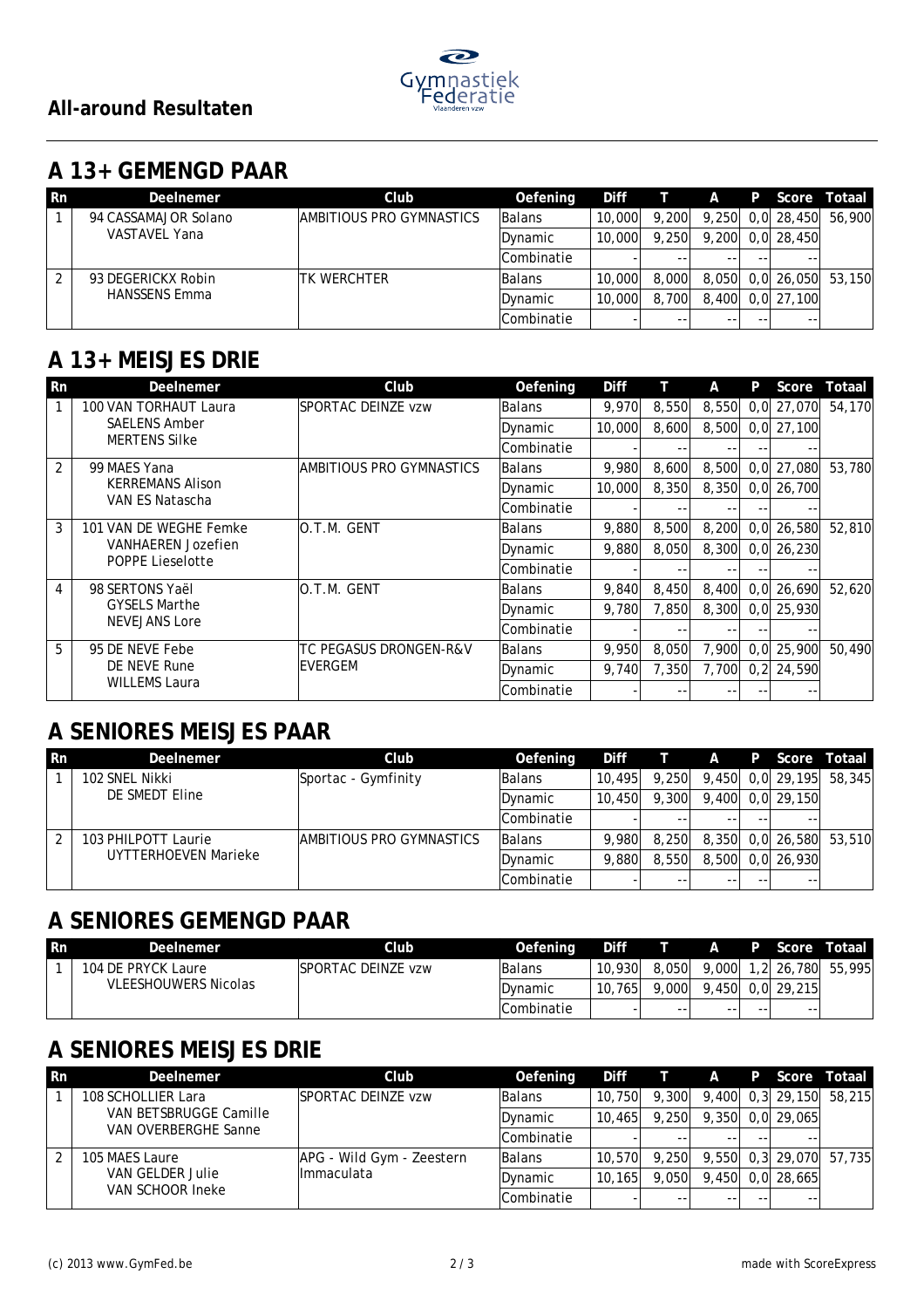## All-around Resultaten

## A 13+ GEMENGD PAAR

| Rn | Deelnemer | Club | Oefening | Diff | T | A | P | Score | Totaal |
|---|---|---|---|---|---|---|---|---|---|
| 1 | 94 CASSAMAJOR Solano<br>VASTAVEL Yana | AMBITIOUS PRO GYMNASTICS | Balans | 10,000 | 9,200 | 9,250 | 0,0 | 28,450 | 56,900 |
| | | | Dynamic | 10,000 | 9,250 | 9,200 | 0,0 | 28,450 | |
| | | | Combinatie | - | -- | -- | -- | -- | |
| 2 | 93 DEGERICKX Robin<br>HANSSENS Emma | TK WERCHTER | Balans | 10,000 | 8,000 | 8,050 | 0,0 | 26,050 | 53,150 |
| | | | Dynamic | 10,000 | 8,700 | 8,400 | 0,0 | 27,100 | |
| | | | Combinatie | - | -- | -- | -- | -- | |

## A 13+ MEISJES DRIE

| Rn | Deelnemer | Club | Oefening | Diff | T | A | P | Score | Totaal |
|---|---|---|---|---|---|---|---|---|---|
| 1 | 100 VAN TORHAUT Laura<br>SAELENS Amber<br>MERTENS Silke | SPORTAC DEINZE vzw | Balans | 9,970 | 8,550 | 8,550 | 0,0 | 27,070 | 54,170 |
| | | | Dynamic | 10,000 | 8,600 | 8,500 | 0,0 | 27,100 | |
| | | | Combinatie | - | -- | -- | -- | -- | |
| 2 | 99 MAES Yana<br>KERREMANS Alison<br>VAN ES Natascha | AMBITIOUS PRO GYMNASTICS | Balans | 9,980 | 8,600 | 8,500 | 0,0 | 27,080 | 53,780 |
| | | | Dynamic | 10,000 | 8,350 | 8,350 | 0,0 | 26,700 | |
| | | | Combinatie | - | -- | -- | -- | -- | |
| 3 | 101 VAN DE WEGHE Femke<br>VANHAEREN Jozefien<br>POPPE Lieselotte | O.T.M. GENT | Balans | 9,880 | 8,500 | 8,200 | 0,0 | 26,580 | 52,810 |
| | | | Dynamic | 9,880 | 8,050 | 8,300 | 0,0 | 26,230 | |
| | | | Combinatie | - | -- | -- | -- | -- | |
| 4 | 98 SERTONS Yaël<br>GYSELS Marthe<br>NEVEJANS Lore | O.T.M. GENT | Balans | 9,840 | 8,450 | 8,400 | 0,0 | 26,690 | 52,620 |
| | | | Dynamic | 9,780 | 7,850 | 8,300 | 0,0 | 25,930 | |
| | | | Combinatie | - | -- | -- | -- | -- | |
| 5 | 95 DE NEVE Febe<br>DE NEVE Rune<br>WILLEMS Laura | TC PEGASUS DRONGEN-R&V EVERGEM | Balans | 9,950 | 8,050 | 7,900 | 0,0 | 25,900 | 50,490 |
| | | | Dynamic | 9,740 | 7,350 | 7,700 | 0,2 | 24,590 | |
| | | | Combinatie | - | -- | -- | -- | -- | |

## A SENIORES MEISJES PAAR

| Rn | Deelnemer | Club | Oefening | Diff | T | A | P | Score | Totaal |
|---|---|---|---|---|---|---|---|---|---|
| 1 | 102 SNEL Nikki<br>DE SMEDT Eline | Sportac - Gymfinity | Balans | 10,495 | 9,250 | 9,450 | 0,0 | 29,195 | 58,345 |
| | | | Dynamic | 10,450 | 9,300 | 9,400 | 0,0 | 29,150 | |
| | | | Combinatie | - | -- | -- | -- | -- | |
| 2 | 103 PHILPOTT Laurie<br>UYTTERHOEVEN Marieke | AMBITIOUS PRO GYMNASTICS | Balans | 9,980 | 8,250 | 8,350 | 0,0 | 26,580 | 53,510 |
| | | | Dynamic | 9,880 | 8,550 | 8,500 | 0,0 | 26,930 | |
| | | | Combinatie | - | -- | -- | -- | -- | |

## A SENIORES GEMENGD PAAR

| Rn | Deelnemer | Club | Oefening | Diff | T | A | P | Score | Totaal |
|---|---|---|---|---|---|---|---|---|---|
| 1 | 104 DE PRYCK Laure<br>VLEESHOUWERS Nicolas | SPORTAC DEINZE vzw | Balans | 10,930 | 8,050 | 9,000 | 1,2 | 26,780 | 55,995 |
| | | | Dynamic | 10,765 | 9,000 | 9,450 | 0,0 | 29,215 | |
| | | | Combinatie | - | -- | -- | -- | -- | |

## A SENIORES MEISJES DRIE

| Rn | Deelnemer | Club | Oefening | Diff | T | A | P | Score | Totaal |
|---|---|---|---|---|---|---|---|---|---|
| 1 | 108 SCHOLLIER Lara<br>VAN BETSBRUGGE Camille<br>VAN OVERBERGHE Sanne | SPORTAC DEINZE vzw | Balans | 10,750 | 9,300 | 9,400 | 0,3 | 29,150 | 58,215 |
| | | | Dynamic | 10,465 | 9,250 | 9,350 | 0,0 | 29,065 | |
| | | | Combinatie | - | -- | -- | -- | -- | |
| 2 | 105 MAES Laure<br>VAN GELDER Julie<br>VAN SCHOOR Ineke | APG - Wild Gym - Zeestern Immaculata | Balans | 10,570 | 9,250 | 9,550 | 0,3 | 29,070 | 57,735 |
| | | | Dynamic | 10,165 | 9,050 | 9,450 | 0,0 | 28,665 | |
| | | | Combinatie | - | -- | -- | -- | -- | |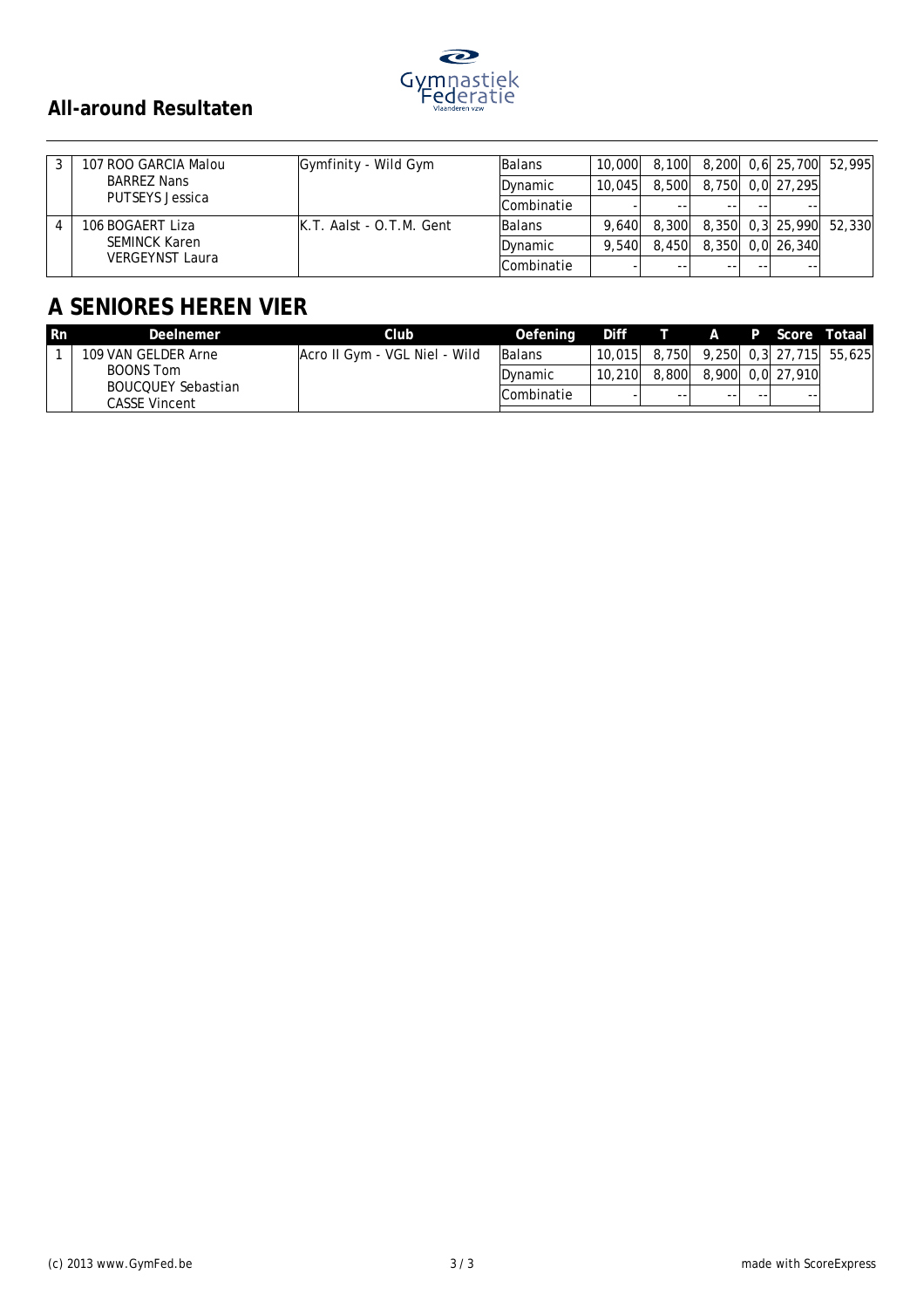## All-around Resultaten

| Rn | Deelnemer | Club | Oefening | Diff | T | A | P | Score | Totaal |
|---|---|---|---|---|---|---|---|---|---|
| 3 | 107 ROO GARCIA Malou<br>BARREZ Nans<br>PUTSEYS Jessica | Gymfinity - Wild Gym | Balans | 10,000 | 8,100 | 8,200 | 0,6 | 25,700 | 52,995 |
| | | | Dynamic | 10,045 | 8,500 | 8,750 | 0,0 | 27,295 | |
| | | | Combinatie | - | -- | -- | -- | -- | |
| 4 | 106 BOGAERT Liza<br>SEMINCK Karen<br>VERGEYNST Laura | K.T. Aalst - O.T.M. Gent | Balans | 9,640 | 8,300 | 8,350 | 0,3 | 25,990 | 52,330 |
| | | | Dynamic | 9,540 | 8,450 | 8,350 | 0,0 | 26,340 | |
| | | | Combinatie | - | -- | -- | -- | -- | |

## A SENIORES HEREN VIER

| Rn | Deelnemer | Club | Oefening | Diff | T | A | P | Score | Totaal |
|---|---|---|---|---|---|---|---|---|---|
| 1 | 109 VAN GELDER Arne<br>BOONS Tom<br>BOUCQUEY Sebastian<br>CASSE Vincent | Acro II Gym - VGL Niel - Wild | Balans | 10,015 | 8,750 | 9,250 | 0,3 | 27,715 | 55,625 |
| | | | Dynamic | 10,210 | 8,800 | 8,900 | 0,0 | 27,910 | |
| | | | Combinatie | - | -- | -- | -- | -- | |